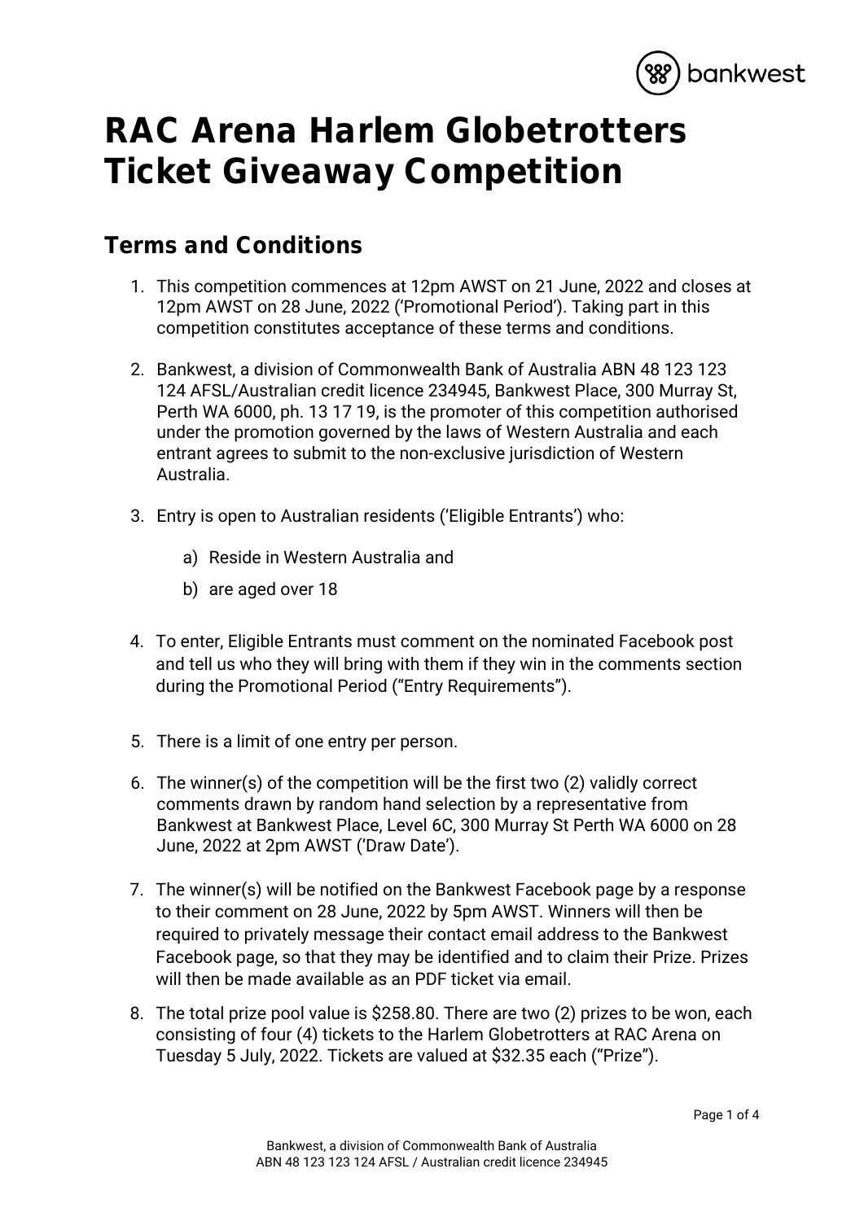# RAC Arena Harlem Globetrotters Ticket Giveaway Competition

## Terms and Conditions

1. This competition commences at 12pm AWST on 21 June, 2022 and closes at 12pm AWST on 28 June, 2022 ('Promotional Period'). Taking part in this competition constitutes acceptance of these terms and conditions.

2. Bankwest, a division of Commonwealth Bank of Australia ABN 48 123 123 124 AFSL/Australian credit licence 234945, Bankwest Place, 300 Murray St, Perth WA 6000, ph. 13 17 19, is the promoter of this competition authorised under the promotion governed by the laws of Western Australia and each entrant agrees to submit to the non-exclusive jurisdiction of Western Australia.

3. Entry is open to Australian residents ('Eligible Entrants') who:

    a) Reside in Western Australia and

    b) are aged over 18

4. To enter, Eligible Entrants must comment on the nominated Facebook post and tell us who they will bring with them if they win in the comments section during the Promotional Period ("Entry Requirements").

5. There is a limit of one entry per person.

6. The winner(s) of the competition will be the first two (2) validly correct comments drawn by random hand selection by a representative from Bankwest at Bankwest Place, Level 6C, 300 Murray St Perth WA 6000 on 28 June, 2022 at 2pm AWST ('Draw Date').

7. The winner(s) will be notified on the Bankwest Facebook page by a response to their comment on 28 June, 2022 by 5pm AWST. Winners will then be required to privately message their contact email address to the Bankwest Facebook page, so that they may be identified and to claim their Prize. Prizes will then be made available as an PDF ticket via email.

8. The total prize pool value is $258.80. There are two (2) prizes to be won, each consisting of four (4) tickets to the Harlem Globetrotters at RAC Arena on Tuesday 5 July, 2022. Tickets are valued at $32.35 each ("Prize").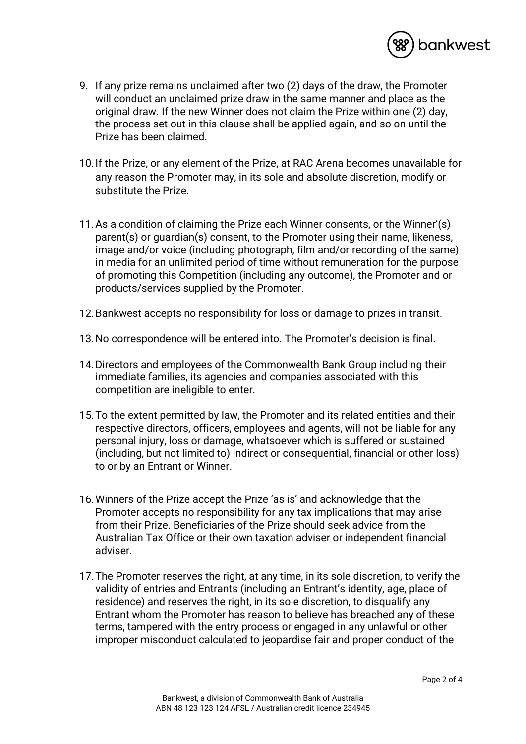9. If any prize remains unclaimed after two (2) days of the draw, the Promoter will conduct an unclaimed prize draw in the same manner and place as the original draw. If the new Winner does not claim the Prize within one (2) day, the process set out in this clause shall be applied again, and so on until the Prize has been claimed.

10. If the Prize, or any element of the Prize, at RAC Arena becomes unavailable for any reason the Promoter may, in its sole and absolute discretion, modify or substitute the Prize.

11. As a condition of claiming the Prize each Winner consents, or the Winner'(s) parent(s) or guardian(s) consent, to the Promoter using their name, likeness, image and/or voice (including photograph, film and/or recording of the same) in media for an unlimited period of time without remuneration for the purpose of promoting this Competition (including any outcome), the Promoter and or products/services supplied by the Promoter.

12. Bankwest accepts no responsibility for loss or damage to prizes in transit.

13. No correspondence will be entered into. The Promoter's decision is final.

14. Directors and employees of the Commonwealth Bank Group including their immediate families, its agencies and companies associated with this competition are ineligible to enter.

15. To the extent permitted by law, the Promoter and its related entities and their respective directors, officers, employees and agents, will not be liable for any personal injury, loss or damage, whatsoever which is suffered or sustained (including, but not limited to) indirect or consequential, financial or other loss) to or by an Entrant or Winner.

16. Winners of the Prize accept the Prize 'as is' and acknowledge that the Promoter accepts no responsibility for any tax implications that may arise from their Prize. Beneficiaries of the Prize should seek advice from the Australian Tax Office or their own taxation adviser or independent financial adviser.

17. The Promoter reserves the right, at any time, in its sole discretion, to verify the validity of entries and Entrants (including an Entrant's identity, age, place of residence) and reserves the right, in its sole discretion, to disqualify any Entrant whom the Promoter has reason to believe has breached any of these terms, tampered with the entry process or engaged in any unlawful or other improper misconduct calculated to jeopardise fair and proper conduct of the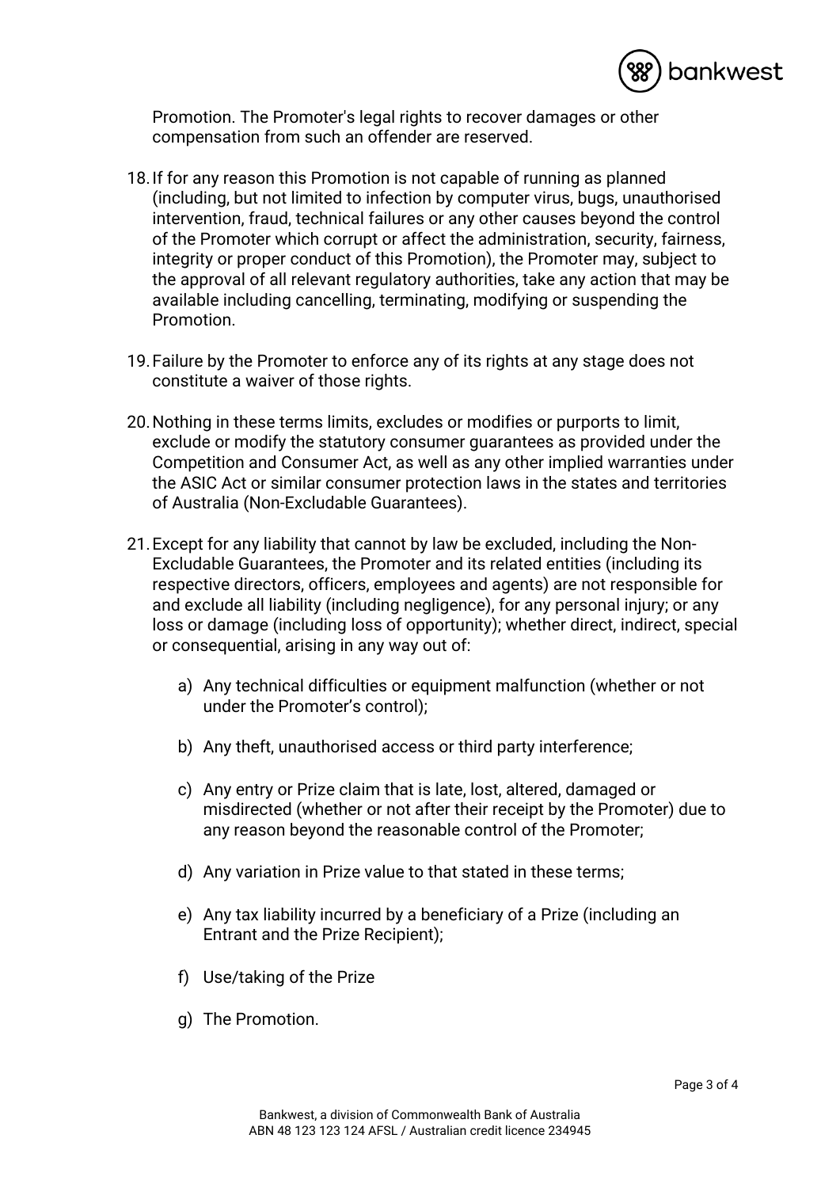Promotion. The Promoter's legal rights to recover damages or other compensation from such an offender are reserved.

18. If for any reason this Promotion is not capable of running as planned (including, but not limited to infection by computer virus, bugs, unauthorised intervention, fraud, technical failures or any other causes beyond the control of the Promoter which corrupt or affect the administration, security, fairness, integrity or proper conduct of this Promotion), the Promoter may, subject to the approval of all relevant regulatory authorities, take any action that may be available including cancelling, terminating, modifying or suspending the Promotion.

19. Failure by the Promoter to enforce any of its rights at any stage does not constitute a waiver of those rights.

20. Nothing in these terms limits, excludes or modifies or purports to limit, exclude or modify the statutory consumer guarantees as provided under the Competition and Consumer Act, as well as any other implied warranties under the ASIC Act or similar consumer protection laws in the states and territories of Australia (Non-Excludable Guarantees).

21. Except for any liability that cannot by law be excluded, including the Non-Excludable Guarantees, the Promoter and its related entities (including its respective directors, officers, employees and agents) are not responsible for and exclude all liability (including negligence), for any personal injury; or any loss or damage (including loss of opportunity); whether direct, indirect, special or consequential, arising in any way out of:

    a) Any technical difficulties or equipment malfunction (whether or not under the Promoter's control);

    b) Any theft, unauthorised access or third party interference;

    c) Any entry or Prize claim that is late, lost, altered, damaged or misdirected (whether or not after their receipt by the Promoter) due to any reason beyond the reasonable control of the Promoter;

    d) Any variation in Prize value to that stated in these terms;

    e) Any tax liability incurred by a beneficiary of a Prize (including an Entrant and the Prize Recipient);

    f) Use/taking of the Prize

    g) The Promotion.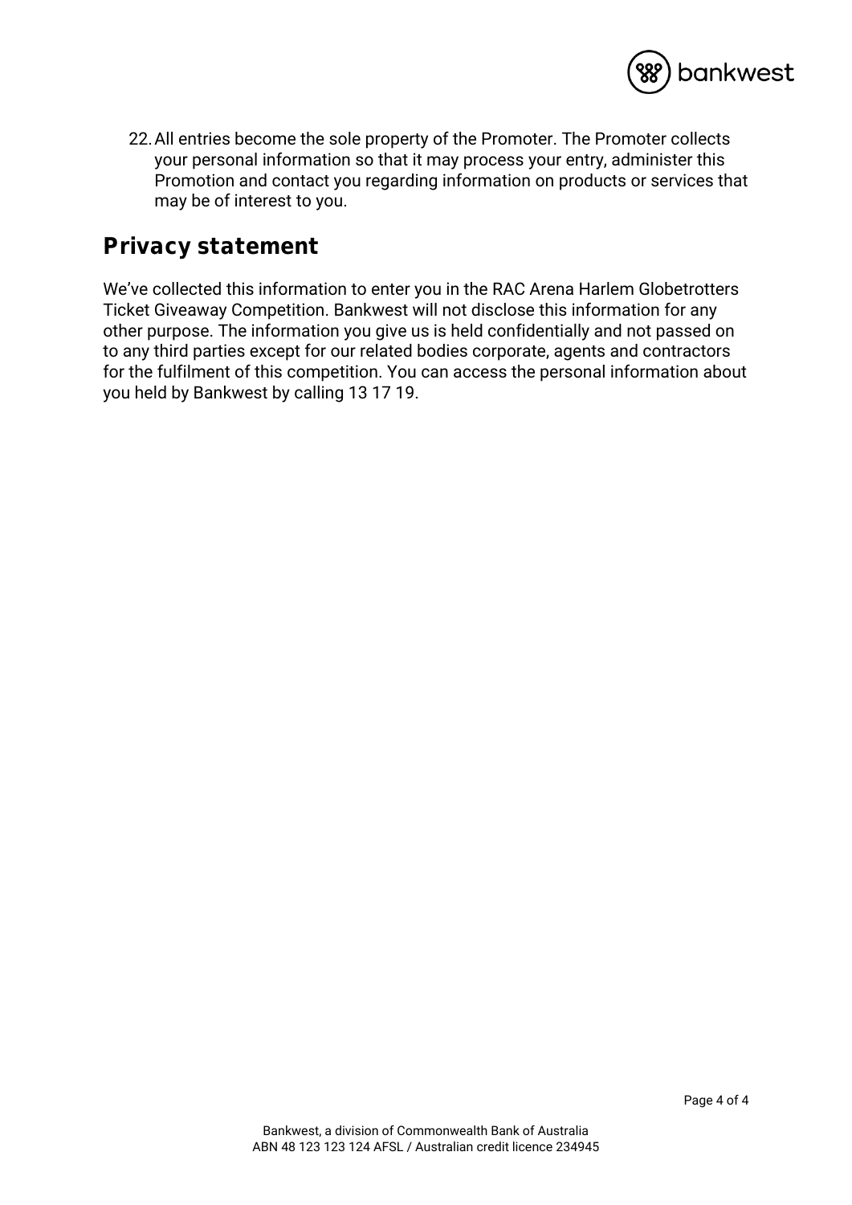22. All entries become the sole property of the Promoter. The Promoter collects your personal information so that it may process your entry, administer this Promotion and contact you regarding information on products or services that may be of interest to you.

## Privacy statement

We've collected this information to enter you in the RAC Arena Harlem Globetrotters Ticket Giveaway Competition. Bankwest will not disclose this information for any other purpose. The information you give us is held confidentially and not passed on to any third parties except for our related bodies corporate, agents and contractors for the fulfilment of this competition. You can access the personal information about you held by Bankwest by calling 13 17 19.